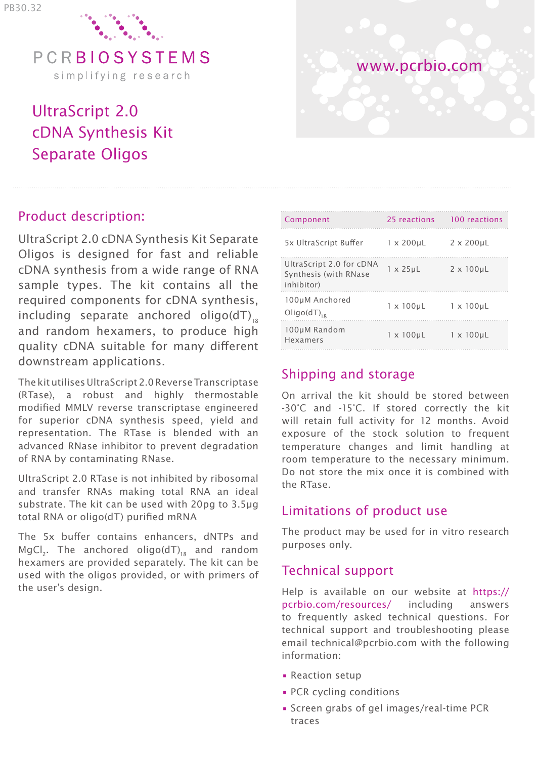PB30.32

PCRBIOSYSTEMS

simplifying research

www.pcrbio.com

# UltraScript 2.0 cDNA Synthesis Kit Separate Oligos

## Product description:

UltraScript 2.0 cDNA Synthesis Kit Separate Oligos is designed for fast and reliable cDNA synthesis from a wide range of RNA sample types. The kit contains all the required components for cDNA synthesis, including separate anchored oligo(dT)$_{18}$ and random hexamers, to produce high quality cDNA suitable for many different downstream applications.

The kit utilises UltraScript 2.0 Reverse Transcriptase (RTase), a robust and highly thermostable modified MMLV reverse transcriptase engineered for superior cDNA synthesis speed, yield and representation. The RTase is blended with an advanced RNase inhibitor to prevent degradation of RNA by contaminating RNase.

UltraScript 2.0 RTase is not inhibited by ribosomal and transfer RNAs making total RNA an ideal substrate. The kit can be used with 20pg to 3.5µg total RNA or oligo(dT) purified mRNA

The 5x buffer contains enhancers, dNTPs and $MgCl_2$. The anchored oligo(dT)$_{18}$ and random hexamers are provided separately. The kit can be used with the oligos provided, or with primers of the user's design.

| Component | 25 reactions | 100 reactions |
|---|---|---|
| 5x UltraScript Buffer | 1 x 200µL | 2 x 200µL |
| UltraScript 2.0 for cDNA Synthesis (with RNase inhibitor) | 1 x 25µL | 2 x 100µL |
| 100µM Anchored Oligo(dT)$_{18}$ | 1 x 100µL | 1 x 100µL |
| 100µM Random Hexamers | 1 x 100µL | 1 x 100µL |

## Shipping and storage

On arrival the kit should be stored between -30°C and -15°C. If stored correctly the kit will retain full activity for 12 months. Avoid exposure of the stock solution to frequent temperature changes and limit handling at room temperature to the necessary minimum. Do not store the mix once it is combined with the RTase.

## Limitations of product use

The product may be used for in vitro research purposes only.

## Technical support

Help is available on our website at https://pcrbio.com/resources/ including answers to frequently asked technical questions. For technical support and troubleshooting please email technical@pcrbio.com with the following information:

- Reaction setup
- PCR cycling conditions
- Screen grabs of gel images/real-time PCR traces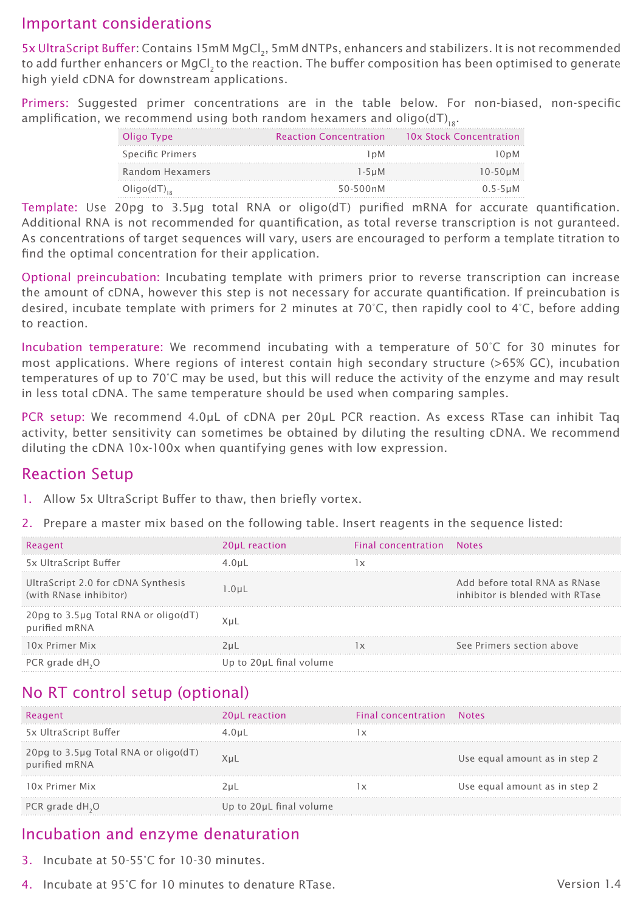## Important considerations

5x UltraScript Buffer: Contains 15mM $MgCl_2$, 5mM dNTPs, enhancers and stabilizers. It is not recommended to add further enhancers or $MgCl_2$ to the reaction. The buffer composition has been optimised to generate high yield cDNA for downstream applications.

Primers: Suggested primer concentrations are in the table below. For non-biased, non-specific amplification, we recommend using both random hexamers and oligo$(dT)_{18}$.

| Oligo Type | Reaction Concentration | 10x Stock Concentration |
|---|---|---|
| Specific Primers | 1pM | 10pM |
| Random Hexamers | 1-5μM | 10-50μM |
| Oligo$(dT)_{18}$ | 50-500nM | 0.5-5μM |

Template: Use 20pg to 3.5μg total RNA or oligo(dT) purified mRNA for accurate quantification. Additional RNA is not recommended for quantification, as total reverse transcription is not guranteed. As concentrations of target sequences will vary, users are encouraged to perform a template titration to find the optimal concentration for their application.

Optional preincubation: Incubating template with primers prior to reverse transcription can increase the amount of cDNA, however this step is not necessary for accurate quantification. If preincubation is desired, incubate template with primers for 2 minutes at 70°C, then rapidly cool to 4°C, before adding to reaction.

Incubation temperature: We recommend incubating with a temperature of 50°C for 30 minutes for most applications. Where regions of interest contain high secondary structure (>65% GC), incubation temperatures of up to 70°C may be used, but this will reduce the activity of the enzyme and may result in less total cDNA. The same temperature should be used when comparing samples.

PCR setup: We recommend 4.0μL of cDNA per 20μL PCR reaction. As excess RTase can inhibit Taq activity, better sensitivity can sometimes be obtained by diluting the resulting cDNA. We recommend diluting the cDNA 10x-100x when quantifying genes with low expression.

## Reaction Setup

1. Allow 5x UltraScript Buffer to thaw, then briefly vortex.
2. Prepare a master mix based on the following table. Insert reagents in the sequence listed:

| Reagent | 20μL reaction | Final concentration | Notes |
|---|---|---|---|
| 5x UltraScript Buffer | 4.0μL | 1x | |
| UltraScript 2.0 for cDNA Synthesis (with RNase inhibitor) | 1.0μL | | Add before total RNA as RNase inhibitor is blended with RTase |
| 20pg to 3.5μg Total RNA or oligo(dT) purified mRNA | XμL | | |
| 10x Primer Mix | 2μL | 1x | See Primers section above |
| PCR grade $dH_2O$ | Up to 20μL final volume | | |

## No RT control setup (optional)

| Reagent | 20μL reaction | Final concentration | Notes |
|---|---|---|---|
| 5x UltraScript Buffer | 4.0μL | 1x | |
| 20pg to 3.5μg Total RNA or oligo(dT) purified mRNA | XμL | | Use equal amount as in step 2 |
| 10x Primer Mix | 2μL | 1x | Use equal amount as in step 2 |
| PCR grade $dH_2O$ | Up to 20μL final volume | | |

## Incubation and enzyme denaturation

3. Incubate at 50-55°C for 10-30 minutes.
4. Incubate at 95°C for 10 minutes to denature RTase.

Version 1.4